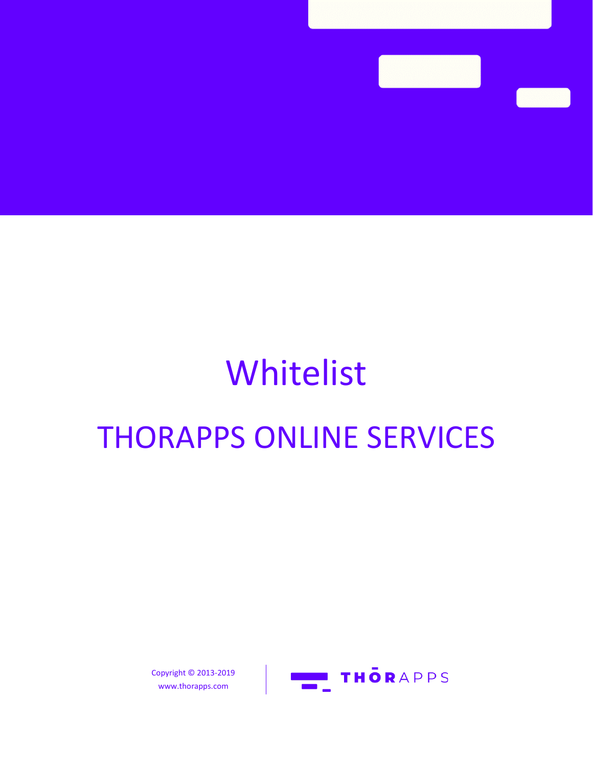# Whitelist

## THORAPPS ONLINE SERVICES

Copyright © 2013-2019
www.thorapps.com

THŌRAPPS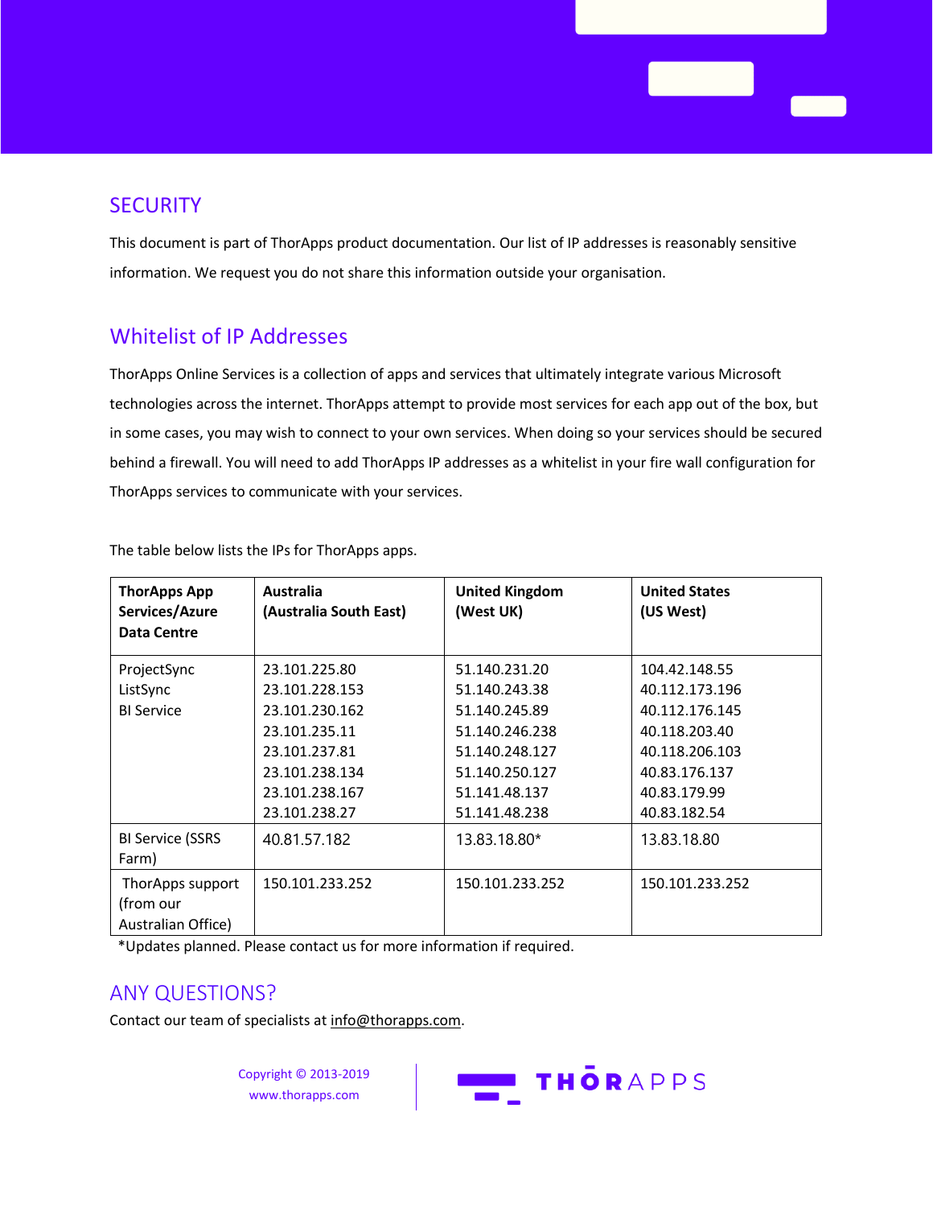## SECURITY

This document is part of ThorApps product documentation. Our list of IP addresses is reasonably sensitive information. We request you do not share this information outside your organisation.

## Whitelist of IP Addresses

ThorApps Online Services is a collection of apps and services that ultimately integrate various Microsoft technologies across the internet. ThorApps attempt to provide most services for each app out of the box, but in some cases, you may wish to connect to your own services. When doing so your services should be secured behind a firewall. You will need to add ThorApps IP addresses as a whitelist in your fire wall configuration for ThorApps services to communicate with your services.

The table below lists the IPs for ThorApps apps.

| **ThorApps App Services/Azure Data Centre** | **Australia (Australia South East)** | **United Kingdom (West UK)** | **United States (US West)** |
|---|---|---|---|
| ProjectSync<br>ListSync<br>BI Service | 23.101.225.80<br>23.101.228.153<br>23.101.230.162<br>23.101.235.11<br>23.101.237.81<br>23.101.238.134<br>23.101.238.167<br>23.101.238.27 | 51.140.231.20<br>51.140.243.38<br>51.140.245.89<br>51.140.246.238<br>51.140.248.127<br>51.140.250.127<br>51.141.48.137<br>51.141.48.238 | 104.42.148.55<br>40.112.173.196<br>40.112.176.145<br>40.118.203.40<br>40.118.206.103<br>40.83.176.137<br>40.83.179.99<br>40.83.182.54 |
| BI Service (SSRS Farm) | 40.81.57.182 | 13.83.18.80* | 13.83.18.80 |
| ThorApps support (from our Australian Office) | 150.101.233.252 | 150.101.233.252 | 150.101.233.252 |

*Updates planned. Please contact us for more information if required.

## ANY QUESTIONS?

Contact our team of specialists at info@thorapps.com.

Copyright © 2013-2019
www.thorapps.com

THORAPPS